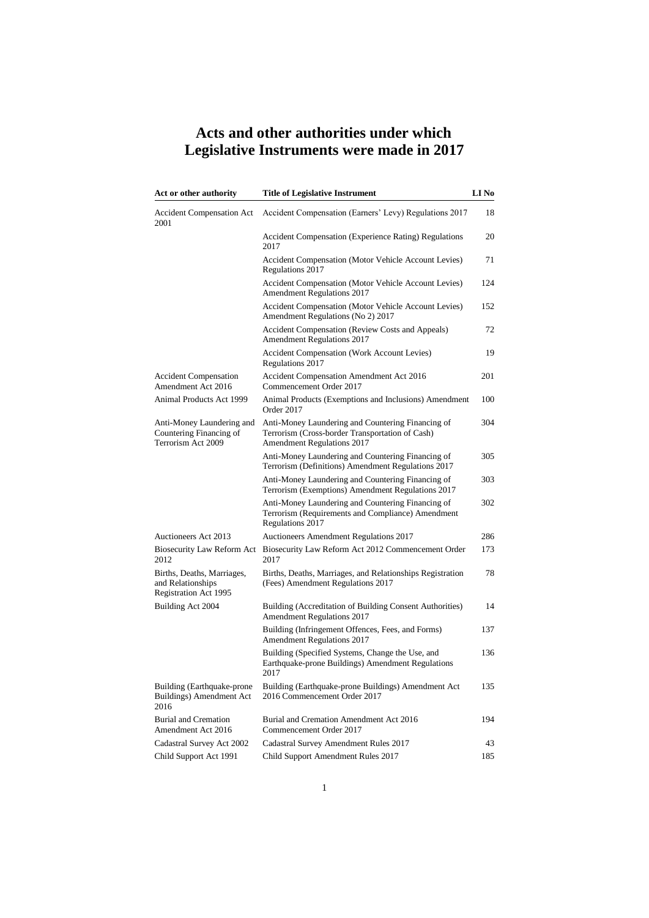# Acts and other authorities under which Legislative Instruments were made in 2017

| Act or other authority | Title of Legislative Instrument | LI No |
|---|---|---|
| Accident Compensation Act 2001 | Accident Compensation (Earners' Levy) Regulations 2017 | 18 |
| | Accident Compensation (Experience Rating) Regulations 2017 | 20 |
| | Accident Compensation (Motor Vehicle Account Levies) Regulations 2017 | 71 |
| | Accident Compensation (Motor Vehicle Account Levies) Amendment Regulations 2017 | 124 |
| | Accident Compensation (Motor Vehicle Account Levies) Amendment Regulations (No 2) 2017 | 152 |
| | Accident Compensation (Review Costs and Appeals) Amendment Regulations 2017 | 72 |
| | Accident Compensation (Work Account Levies) Regulations 2017 | 19 |
| Accident Compensation Amendment Act 2016 | Accident Compensation Amendment Act 2016 Commencement Order 2017 | 201 |
| Animal Products Act 1999 | Animal Products (Exemptions and Inclusions) Amendment Order 2017 | 100 |
| Anti-Money Laundering and Countering Financing of Terrorism Act 2009 | Anti-Money Laundering and Countering Financing of Terrorism (Cross-border Transportation of Cash) Amendment Regulations 2017 | 304 |
| | Anti-Money Laundering and Countering Financing of Terrorism (Definitions) Amendment Regulations 2017 | 305 |
| | Anti-Money Laundering and Countering Financing of Terrorism (Exemptions) Amendment Regulations 2017 | 303 |
| | Anti-Money Laundering and Countering Financing of Terrorism (Requirements and Compliance) Amendment Regulations 2017 | 302 |
| Auctioneers Act 2013 | Auctioneers Amendment Regulations 2017 | 286 |
| Biosecurity Law Reform Act 2012 | Biosecurity Law Reform Act 2012 Commencement Order 2017 | 173 |
| Births, Deaths, Marriages, and Relationships Registration Act 1995 | Births, Deaths, Marriages, and Relationships Registration (Fees) Amendment Regulations 2017 | 78 |
| Building Act 2004 | Building (Accreditation of Building Consent Authorities) Amendment Regulations 2017 | 14 |
| | Building (Infringement Offences, Fees, and Forms) Amendment Regulations 2017 | 137 |
| | Building (Specified Systems, Change the Use, and Earthquake-prone Buildings) Amendment Regulations 2017 | 136 |
| Building (Earthquake-prone Buildings) Amendment Act 2016 | Building (Earthquake-prone Buildings) Amendment Act 2016 Commencement Order 2017 | 135 |
| Burial and Cremation Amendment Act 2016 | Burial and Cremation Amendment Act 2016 Commencement Order 2017 | 194 |
| Cadastral Survey Act 2002 | Cadastral Survey Amendment Rules 2017 | 43 |
| Child Support Act 1991 | Child Support Amendment Rules 2017 | 185 |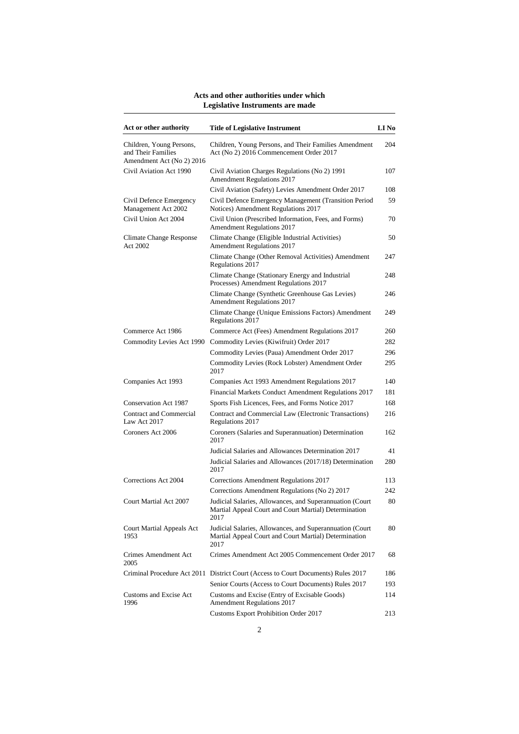## Acts and other authorities under which Legislative Instruments are made

| Act or other authority | Title of Legislative Instrument | LI No |
|---|---|---|
| Children, Young Persons, and Their Families Amendment Act (No 2) 2016 | Children, Young Persons, and Their Families Amendment Act (No 2) 2016 Commencement Order 2017 | 204 |
| Civil Aviation Act 1990 | Civil Aviation Charges Regulations (No 2) 1991 Amendment Regulations 2017 | 107 |
| | Civil Aviation (Safety) Levies Amendment Order 2017 | 108 |
| Civil Defence Emergency Management Act 2002 | Civil Defence Emergency Management (Transition Period Notices) Amendment Regulations 2017 | 59 |
| Civil Union Act 2004 | Civil Union (Prescribed Information, Fees, and Forms) Amendment Regulations 2017 | 70 |
| Climate Change Response Act 2002 | Climate Change (Eligible Industrial Activities) Amendment Regulations 2017 | 50 |
| | Climate Change (Other Removal Activities) Amendment Regulations 2017 | 247 |
| | Climate Change (Stationary Energy and Industrial Processes) Amendment Regulations 2017 | 248 |
| | Climate Change (Synthetic Greenhouse Gas Levies) Amendment Regulations 2017 | 246 |
| | Climate Change (Unique Emissions Factors) Amendment Regulations 2017 | 249 |
| Commerce Act 1986 | Commerce Act (Fees) Amendment Regulations 2017 | 260 |
| Commodity Levies Act 1990 | Commodity Levies (Kiwifruit) Order 2017 | 282 |
| | Commodity Levies (Paua) Amendment Order 2017 | 296 |
| | Commodity Levies (Rock Lobster) Amendment Order 2017 | 295 |
| Companies Act 1993 | Companies Act 1993 Amendment Regulations 2017 | 140 |
| | Financial Markets Conduct Amendment Regulations 2017 | 181 |
| Conservation Act 1987 | Sports Fish Licences, Fees, and Forms Notice 2017 | 168 |
| Contract and Commercial Law Act 2017 | Contract and Commercial Law (Electronic Transactions) Regulations 2017 | 216 |
| Coroners Act 2006 | Coroners (Salaries and Superannuation) Determination 2017 | 162 |
| | Judicial Salaries and Allowances Determination 2017 | 41 |
| | Judicial Salaries and Allowances (2017/18) Determination 2017 | 280 |
| Corrections Act 2004 | Corrections Amendment Regulations 2017 | 113 |
| | Corrections Amendment Regulations (No 2) 2017 | 242 |
| Court Martial Act 2007 | Judicial Salaries, Allowances, and Superannuation (Court Martial Appeal Court and Court Martial) Determination 2017 | 80 |
| Court Martial Appeals Act 1953 | Judicial Salaries, Allowances, and Superannuation (Court Martial Appeal Court and Court Martial) Determination 2017 | 80 |
| Crimes Amendment Act 2005 | Crimes Amendment Act 2005 Commencement Order 2017 | 68 |
| Criminal Procedure Act 2011 | District Court (Access to Court Documents) Rules 2017 | 186 |
| | Senior Courts (Access to Court Documents) Rules 2017 | 193 |
| Customs and Excise Act 1996 | Customs and Excise (Entry of Excisable Goods) Amendment Regulations 2017 | 114 |
| | Customs Export Prohibition Order 2017 | 213 |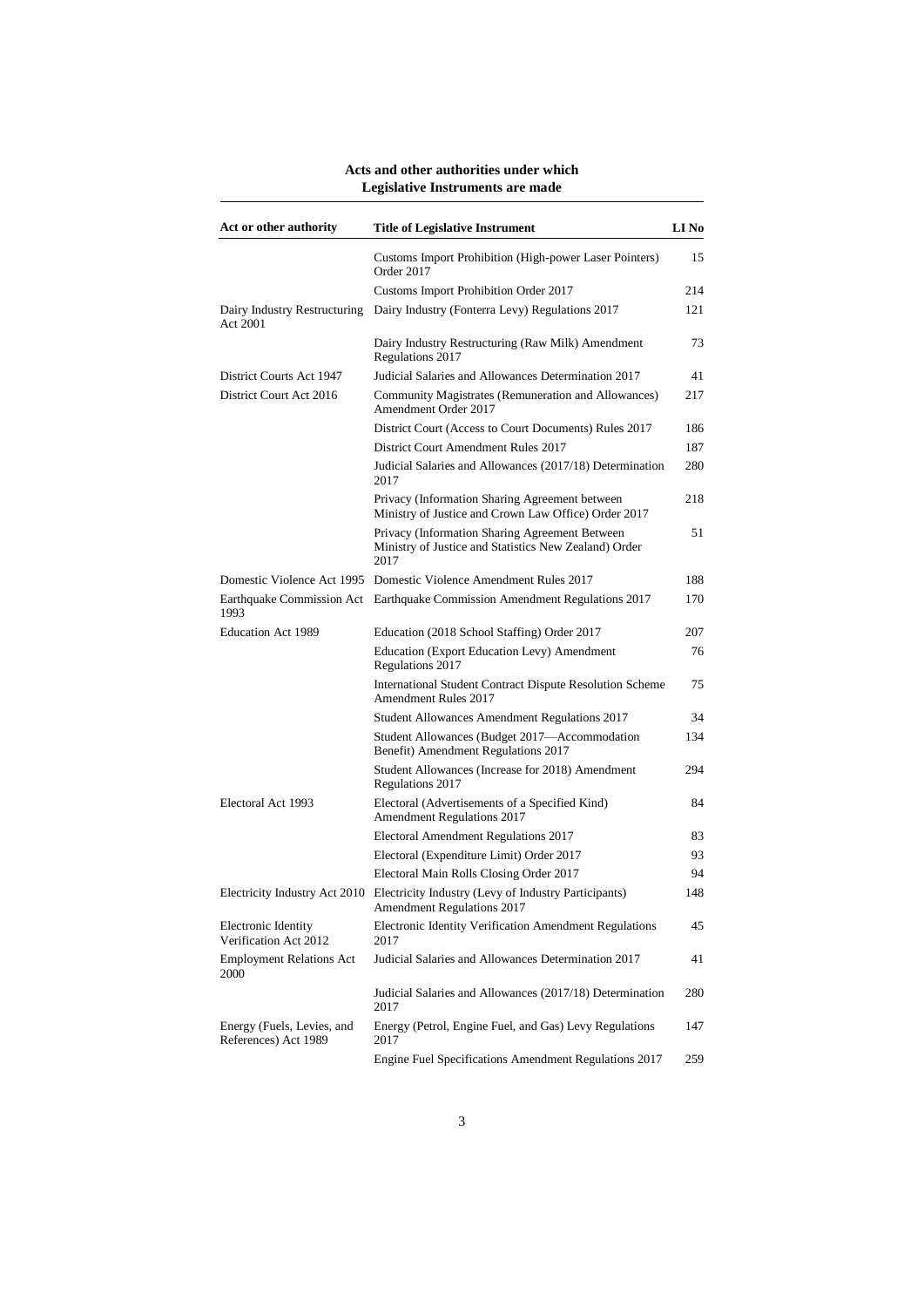## Acts and other authorities under which Legislative Instruments are made

| Act or other authority | Title of Legislative Instrument | LI No |
|---|---|---|
| | Customs Import Prohibition (High-power Laser Pointers) Order 2017 | 15 |
| | Customs Import Prohibition Order 2017 | 214 |
| Dairy Industry Restructuring Act 2001 | Dairy Industry (Fonterra Levy) Regulations 2017 | 121 |
| | Dairy Industry Restructuring (Raw Milk) Amendment Regulations 2017 | 73 |
| District Courts Act 1947 | Judicial Salaries and Allowances Determination 2017 | 41 |
| District Court Act 2016 | Community Magistrates (Remuneration and Allowances) Amendment Order 2017 | 217 |
| | District Court (Access to Court Documents) Rules 2017 | 186 |
| | District Court Amendment Rules 2017 | 187 |
| | Judicial Salaries and Allowances (2017/18) Determination 2017 | 280 |
| | Privacy (Information Sharing Agreement between Ministry of Justice and Crown Law Office) Order 2017 | 218 |
| | Privacy (Information Sharing Agreement Between Ministry of Justice and Statistics New Zealand) Order 2017 | 51 |
| Domestic Violence Act 1995 | Domestic Violence Amendment Rules 2017 | 188 |
| Earthquake Commission Act 1993 | Earthquake Commission Amendment Regulations 2017 | 170 |
| Education Act 1989 | Education (2018 School Staffing) Order 2017 | 207 |
| | Education (Export Education Levy) Amendment Regulations 2017 | 76 |
| | International Student Contract Dispute Resolution Scheme Amendment Rules 2017 | 75 |
| | Student Allowances Amendment Regulations 2017 | 34 |
| | Student Allowances (Budget 2017—Accommodation Benefit) Amendment Regulations 2017 | 134 |
| | Student Allowances (Increase for 2018) Amendment Regulations 2017 | 294 |
| Electoral Act 1993 | Electoral (Advertisements of a Specified Kind) Amendment Regulations 2017 | 84 |
| | Electoral Amendment Regulations 2017 | 83 |
| | Electoral (Expenditure Limit) Order 2017 | 93 |
| | Electoral Main Rolls Closing Order 2017 | 94 |
| Electricity Industry Act 2010 | Electricity Industry (Levy of Industry Participants) Amendment Regulations 2017 | 148 |
| Electronic Identity Verification Act 2012 | Electronic Identity Verification Amendment Regulations 2017 | 45 |
| Employment Relations Act 2000 | Judicial Salaries and Allowances Determination 2017 | 41 |
| | Judicial Salaries and Allowances (2017/18) Determination 2017 | 280 |
| Energy (Fuels, Levies, and References) Act 1989 | Energy (Petrol, Engine Fuel, and Gas) Levy Regulations 2017 | 147 |
| | Engine Fuel Specifications Amendment Regulations 2017 | 259 |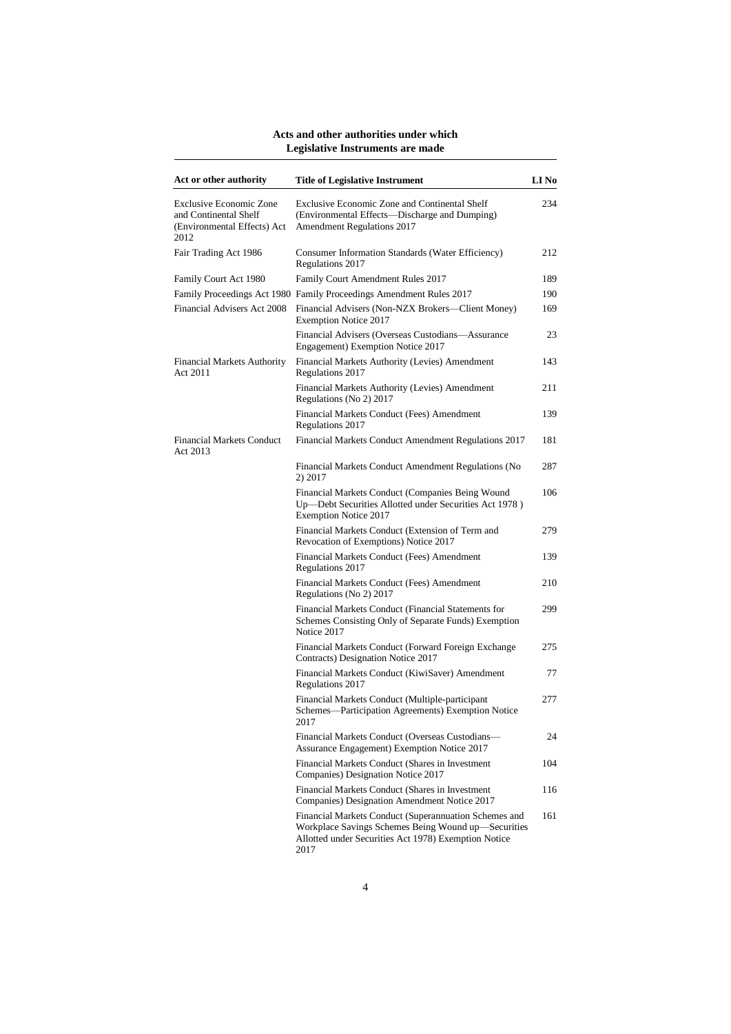**Acts and other authorities under which Legislative Instruments are made**

| Act or other authority | Title of Legislative Instrument | LI No |
|---|---|---|
| Exclusive Economic Zone and Continental Shelf (Environmental Effects) Act 2012 | Exclusive Economic Zone and Continental Shelf (Environmental Effects—Discharge and Dumping) Amendment Regulations 2017 | 234 |
| Fair Trading Act 1986 | Consumer Information Standards (Water Efficiency) Regulations 2017 | 212 |
| Family Court Act 1980 | Family Court Amendment Rules 2017 | 189 |
| Family Proceedings Act 1980 | Family Proceedings Amendment Rules 2017 | 190 |
| Financial Advisers Act 2008 | Financial Advisers (Non-NZX Brokers—Client Money) Exemption Notice 2017 | 169 |
| | Financial Advisers (Overseas Custodians—Assurance Engagement) Exemption Notice 2017 | 23 |
| Financial Markets Authority Act 2011 | Financial Markets Authority (Levies) Amendment Regulations 2017 | 143 |
| | Financial Markets Authority (Levies) Amendment Regulations (No 2) 2017 | 211 |
| | Financial Markets Conduct (Fees) Amendment Regulations 2017 | 139 |
| Financial Markets Conduct Act 2013 | Financial Markets Conduct Amendment Regulations 2017 | 181 |
| | Financial Markets Conduct Amendment Regulations (No 2) 2017 | 287 |
| | Financial Markets Conduct (Companies Being Wound Up—Debt Securities Allotted under Securities Act 1978 ) Exemption Notice 2017 | 106 |
| | Financial Markets Conduct (Extension of Term and Revocation of Exemptions) Notice 2017 | 279 |
| | Financial Markets Conduct (Fees) Amendment Regulations 2017 | 139 |
| | Financial Markets Conduct (Fees) Amendment Regulations (No 2) 2017 | 210 |
| | Financial Markets Conduct (Financial Statements for Schemes Consisting Only of Separate Funds) Exemption Notice 2017 | 299 |
| | Financial Markets Conduct (Forward Foreign Exchange Contracts) Designation Notice 2017 | 275 |
| | Financial Markets Conduct (KiwiSaver) Amendment Regulations 2017 | 77 |
| | Financial Markets Conduct (Multiple-participant Schemes—Participation Agreements) Exemption Notice 2017 | 277 |
| | Financial Markets Conduct (Overseas Custodians—Assurance Engagement) Exemption Notice 2017 | 24 |
| | Financial Markets Conduct (Shares in Investment Companies) Designation Notice 2017 | 104 |
| | Financial Markets Conduct (Shares in Investment Companies) Designation Amendment Notice 2017 | 116 |
| | Financial Markets Conduct (Superannuation Schemes and Workplace Savings Schemes Being Wound up—Securities Allotted under Securities Act 1978) Exemption Notice 2017 | 161 |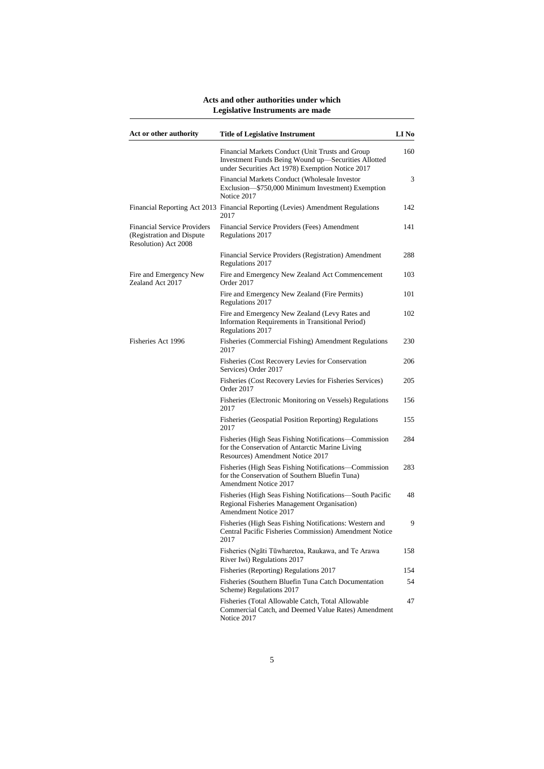## Acts and other authorities under which Legislative Instruments are made

| Act or other authority | Title of Legislative Instrument | LI No |
|---|---|---|
| | Financial Markets Conduct (Unit Trusts and Group Investment Funds Being Wound up—Securities Allotted under Securities Act 1978) Exemption Notice 2017 | 160 |
| | Financial Markets Conduct (Wholesale Investor Exclusion—$750,000 Minimum Investment) Exemption Notice 2017 | 3 |
| Financial Reporting Act 2013 | Financial Reporting (Levies) Amendment Regulations 2017 | 142 |
| Financial Service Providers (Registration and Dispute Resolution) Act 2008 | Financial Service Providers (Fees) Amendment Regulations 2017 | 141 |
| | Financial Service Providers (Registration) Amendment Regulations 2017 | 288 |
| Fire and Emergency New Zealand Act 2017 | Fire and Emergency New Zealand Act Commencement Order 2017 | 103 |
| | Fire and Emergency New Zealand (Fire Permits) Regulations 2017 | 101 |
| | Fire and Emergency New Zealand (Levy Rates and Information Requirements in Transitional Period) Regulations 2017 | 102 |
| Fisheries Act 1996 | Fisheries (Commercial Fishing) Amendment Regulations 2017 | 230 |
| | Fisheries (Cost Recovery Levies for Conservation Services) Order 2017 | 206 |
| | Fisheries (Cost Recovery Levies for Fisheries Services) Order 2017 | 205 |
| | Fisheries (Electronic Monitoring on Vessels) Regulations 2017 | 156 |
| | Fisheries (Geospatial Position Reporting) Regulations 2017 | 155 |
| | Fisheries (High Seas Fishing Notifications—Commission for the Conservation of Antarctic Marine Living Resources) Amendment Notice 2017 | 284 |
| | Fisheries (High Seas Fishing Notifications—Commission for the Conservation of Southern Bluefin Tuna) Amendment Notice 2017 | 283 |
| | Fisheries (High Seas Fishing Notifications—South Pacific Regional Fisheries Management Organisation) Amendment Notice 2017 | 48 |
| | Fisheries (High Seas Fishing Notifications: Western and Central Pacific Fisheries Commission) Amendment Notice 2017 | 9 |
| | Fisheries (Ngāti Tūwharetoa, Raukawa, and Te Arawa River Iwi) Regulations 2017 | 158 |
| | Fisheries (Reporting) Regulations 2017 | 154 |
| | Fisheries (Southern Bluefin Tuna Catch Documentation Scheme) Regulations 2017 | 54 |
| | Fisheries (Total Allowable Catch, Total Allowable Commercial Catch, and Deemed Value Rates) Amendment Notice 2017 | 47 |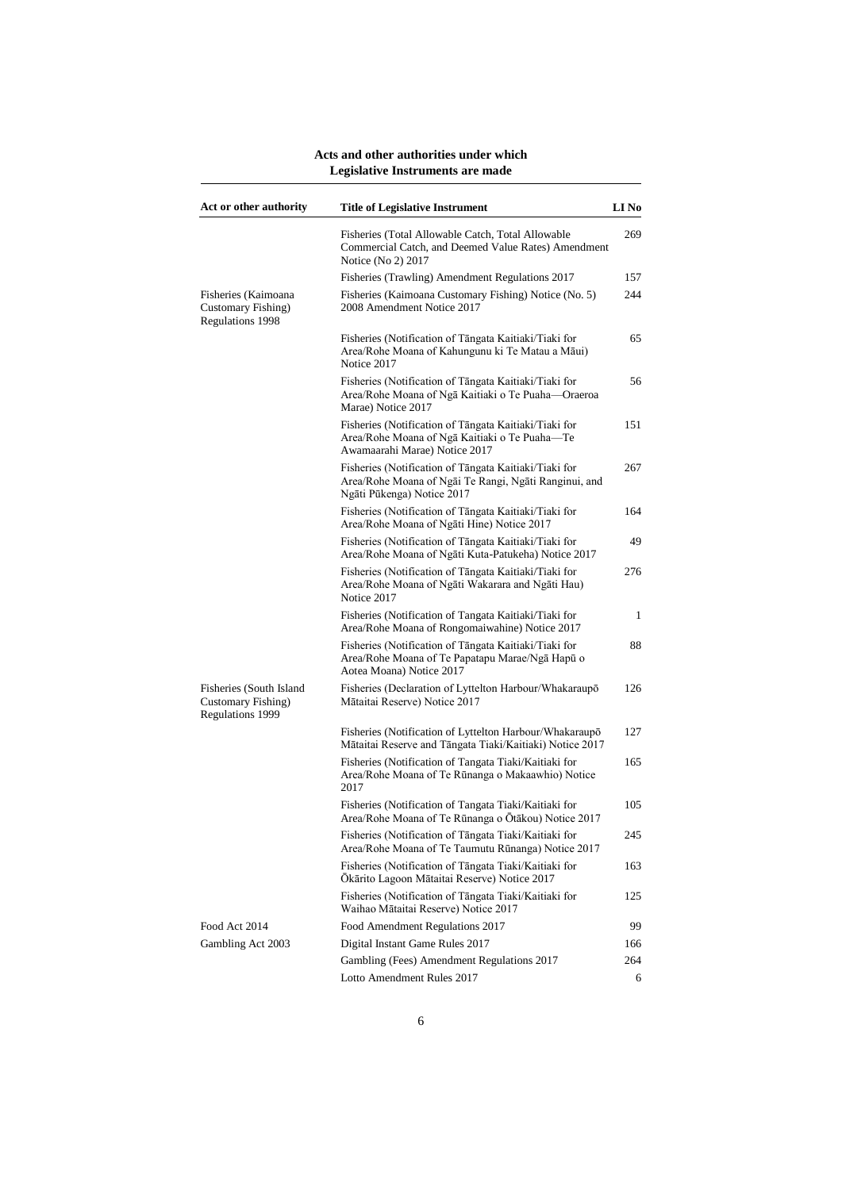## Acts and other authorities under which Legislative Instruments are made

| Act or other authority | Title of Legislative Instrument | LI No |
|---|---|---|
| | Fisheries (Total Allowable Catch, Total Allowable Commercial Catch, and Deemed Value Rates) Amendment Notice (No 2) 2017 | 269 |
| | Fisheries (Trawling) Amendment Regulations 2017 | 157 |
| Fisheries (Kaimoana Customary Fishing) Regulations 1998 | Fisheries (Kaimoana Customary Fishing) Notice (No. 5) 2008 Amendment Notice 2017 | 244 |
| | Fisheries (Notification of Tāngata Kaitiaki/Tiaki for Area/Rohe Moana of Kahungunu ki Te Matau a Māui) Notice 2017 | 65 |
| | Fisheries (Notification of Tāngata Kaitiaki/Tiaki for Area/Rohe Moana of Ngā Kaitiaki o Te Puaha—Oraeroa Marae) Notice 2017 | 56 |
| | Fisheries (Notification of Tāngata Kaitiaki/Tiaki for Area/Rohe Moana of Ngā Kaitiaki o Te Puaha—Te Awamaarahi Marae) Notice 2017 | 151 |
| | Fisheries (Notification of Tāngata Kaitiaki/Tiaki for Area/Rohe Moana of Ngāi Te Rangi, Ngāti Ranginui, and Ngāti Pūkenga) Notice 2017 | 267 |
| | Fisheries (Notification of Tāngata Kaitiaki/Tiaki for Area/Rohe Moana of Ngāti Hine) Notice 2017 | 164 |
| | Fisheries (Notification of Tāngata Kaitiaki/Tiaki for Area/Rohe Moana of Ngāti Kuta-Patukeha) Notice 2017 | 49 |
| | Fisheries (Notification of Tāngata Kaitiaki/Tiaki for Area/Rohe Moana of Ngāti Wakarara and Ngāti Hau) Notice 2017 | 276 |
| | Fisheries (Notification of Tangata Kaitiaki/Tiaki for Area/Rohe Moana of Rongomaiwahine) Notice 2017 | 1 |
| | Fisheries (Notification of Tāngata Kaitiaki/Tiaki for Area/Rohe Moana of Te Papatapu Marae/Ngā Hapū o Aotea Moana) Notice 2017 | 88 |
| Fisheries (South Island Customary Fishing) Regulations 1999 | Fisheries (Declaration of Lyttelton Harbour/Whakaraupō Mātaitai Reserve) Notice 2017 | 126 |
| | Fisheries (Notification of Lyttelton Harbour/Whakaraupō Mātaitai Reserve and Tāngata Tiaki/Kaitiaki) Notice 2017 | 127 |
| | Fisheries (Notification of Tangata Tiaki/Kaitiaki for Area/Rohe Moana of Te Rūnanga o Makaawhio) Notice 2017 | 165 |
| | Fisheries (Notification of Tangata Tiaki/Kaitiaki for Area/Rohe Moana of Te Rūnanga o Ōtākou) Notice 2017 | 105 |
| | Fisheries (Notification of Tāngata Tiaki/Kaitiaki for Area/Rohe Moana of Te Taumutu Rūnanga) Notice 2017 | 245 |
| | Fisheries (Notification of Tāngata Tiaki/Kaitiaki for Ōkārito Lagoon Mātaitai Reserve) Notice 2017 | 163 |
| | Fisheries (Notification of Tāngata Tiaki/Kaitiaki for Waihao Mātaitai Reserve) Notice 2017 | 125 |
| Food Act 2014 | Food Amendment Regulations 2017 | 99 |
| Gambling Act 2003 | Digital Instant Game Rules 2017 | 166 |
| | Gambling (Fees) Amendment Regulations 2017 | 264 |
| | Lotto Amendment Rules 2017 | 6 |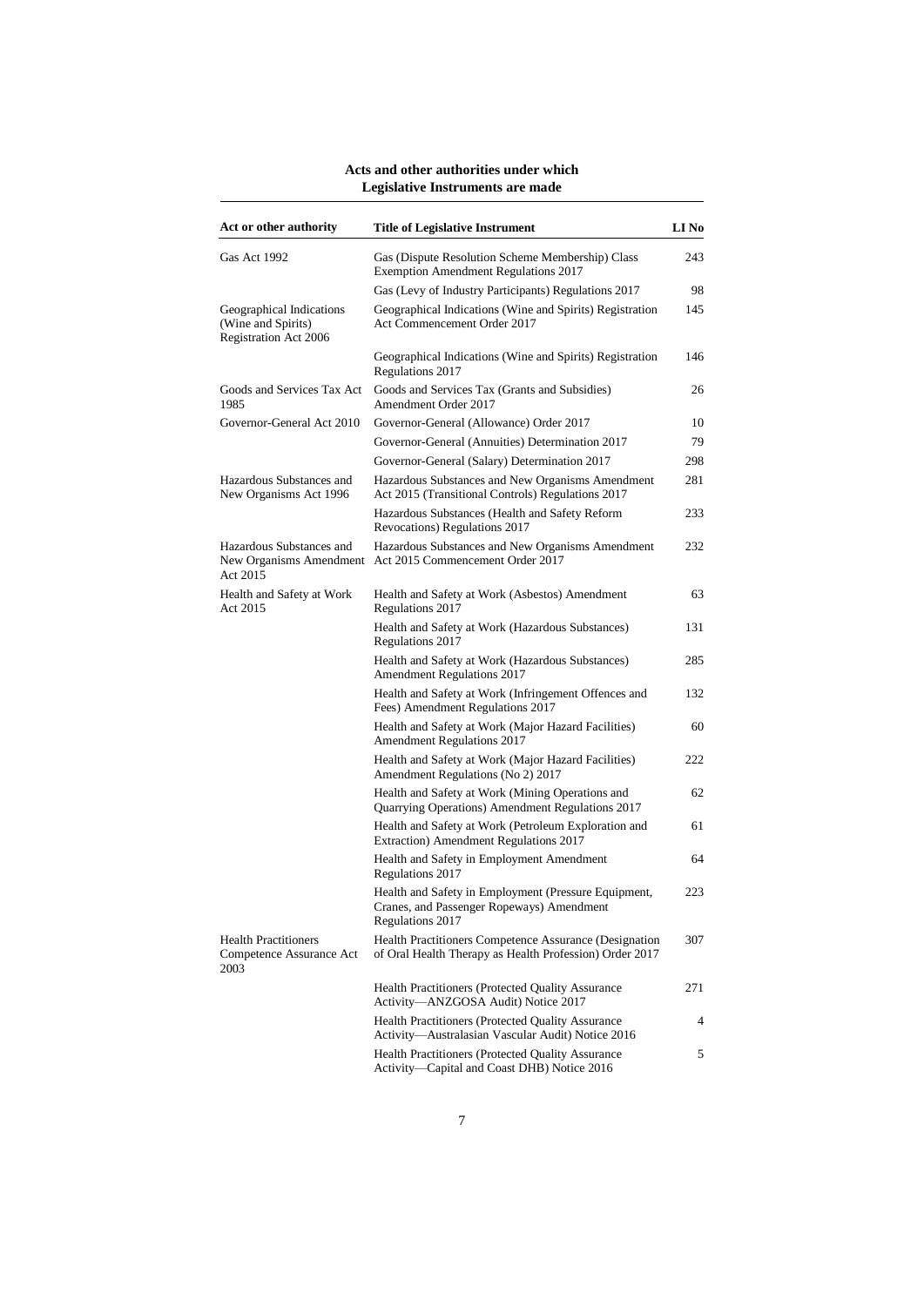## Acts and other authorities under which Legislative Instruments are made

| Act or other authority | Title of Legislative Instrument | LI No |
|---|---|---|
| Gas Act 1992 | Gas (Dispute Resolution Scheme Membership) Class Exemption Amendment Regulations 2017 | 243 |
| | Gas (Levy of Industry Participants) Regulations 2017 | 98 |
| Geographical Indications (Wine and Spirits) Registration Act 2006 | Geographical Indications (Wine and Spirits) Registration Act Commencement Order 2017 | 145 |
| | Geographical Indications (Wine and Spirits) Registration Regulations 2017 | 146 |
| Goods and Services Tax Act 1985 | Goods and Services Tax (Grants and Subsidies) Amendment Order 2017 | 26 |
| Governor-General Act 2010 | Governor-General (Allowance) Order 2017 | 10 |
| | Governor-General (Annuities) Determination 2017 | 79 |
| | Governor-General (Salary) Determination 2017 | 298 |
| Hazardous Substances and New Organisms Act 1996 | Hazardous Substances and New Organisms Amendment Act 2015 (Transitional Controls) Regulations 2017 | 281 |
| | Hazardous Substances (Health and Safety Reform Revocations) Regulations 2017 | 233 |
| Hazardous Substances and New Organisms Amendment Act 2015 | Hazardous Substances and New Organisms Amendment Act 2015 Commencement Order 2017 | 232 |
| Health and Safety at Work Act 2015 | Health and Safety at Work (Asbestos) Amendment Regulations 2017 | 63 |
| | Health and Safety at Work (Hazardous Substances) Regulations 2017 | 131 |
| | Health and Safety at Work (Hazardous Substances) Amendment Regulations 2017 | 285 |
| | Health and Safety at Work (Infringement Offences and Fees) Amendment Regulations 2017 | 132 |
| | Health and Safety at Work (Major Hazard Facilities) Amendment Regulations 2017 | 60 |
| | Health and Safety at Work (Major Hazard Facilities) Amendment Regulations (No 2) 2017 | 222 |
| | Health and Safety at Work (Mining Operations and Quarrying Operations) Amendment Regulations 2017 | 62 |
| | Health and Safety at Work (Petroleum Exploration and Extraction) Amendment Regulations 2017 | 61 |
| | Health and Safety in Employment Amendment Regulations 2017 | 64 |
| | Health and Safety in Employment (Pressure Equipment, Cranes, and Passenger Ropeways) Amendment Regulations 2017 | 223 |
| Health Practitioners Competence Assurance Act 2003 | Health Practitioners Competence Assurance (Designation of Oral Health Therapy as Health Profession) Order 2017 | 307 |
| | Health Practitioners (Protected Quality Assurance Activity—ANZGOSA Audit) Notice 2017 | 271 |
| | Health Practitioners (Protected Quality Assurance Activity—Australasian Vascular Audit) Notice 2016 | 4 |
| | Health Practitioners (Protected Quality Assurance Activity—Capital and Coast DHB) Notice 2016 | 5 |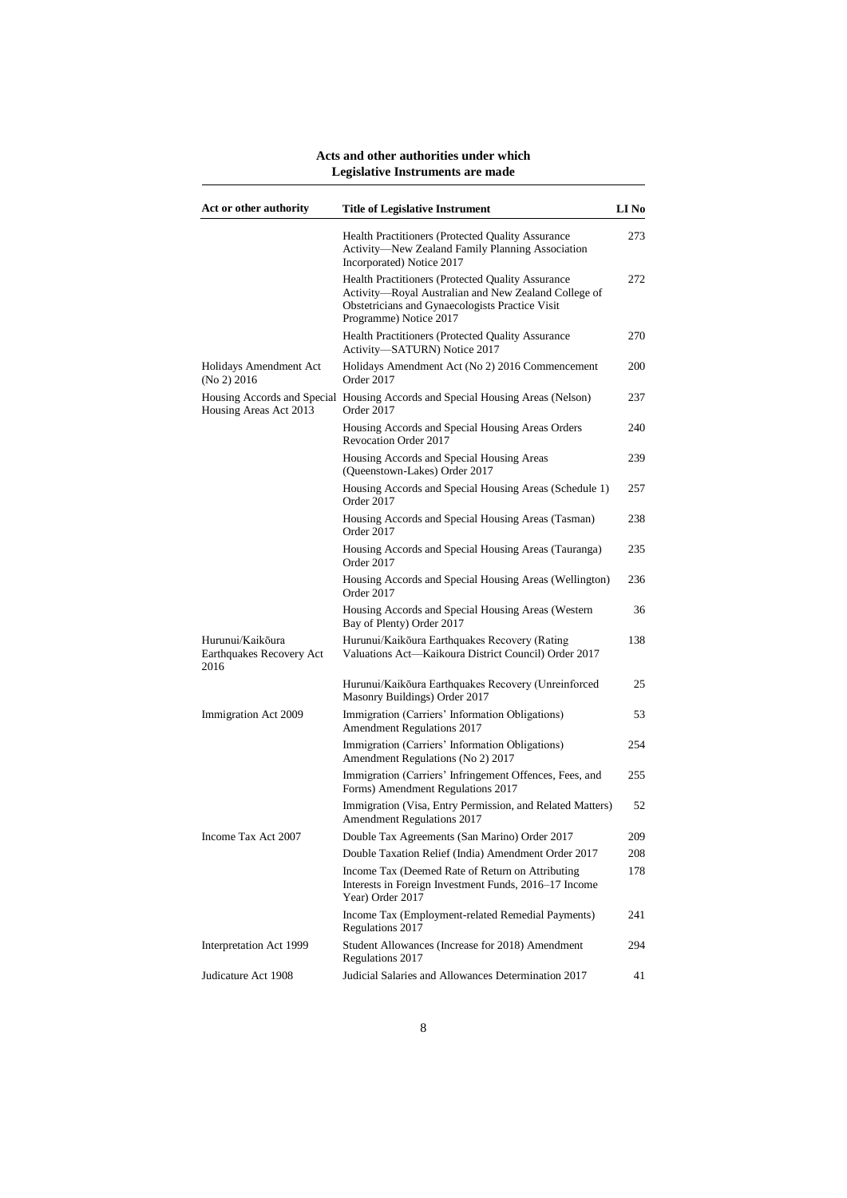## Acts and other authorities under which Legislative Instruments are made

| Act or other authority | Title of Legislative Instrument | LI No |
|---|---|---|
| | Health Practitioners (Protected Quality Assurance Activity—New Zealand Family Planning Association Incorporated) Notice 2017 | 273 |
| | Health Practitioners (Protected Quality Assurance Activity—Royal Australian and New Zealand College of Obstetricians and Gynaecologists Practice Visit Programme) Notice 2017 | 272 |
| | Health Practitioners (Protected Quality Assurance Activity—SATURN) Notice 2017 | 270 |
| Holidays Amendment Act (No 2) 2016 | Holidays Amendment Act (No 2) 2016 Commencement Order 2017 | 200 |
| Housing Accords and Special Housing Areas Act 2013 | Housing Accords and Special Housing Areas (Nelson) Order 2017 | 237 |
| | Housing Accords and Special Housing Areas Orders Revocation Order 2017 | 240 |
| | Housing Accords and Special Housing Areas (Queenstown-Lakes) Order 2017 | 239 |
| | Housing Accords and Special Housing Areas (Schedule 1) Order 2017 | 257 |
| | Housing Accords and Special Housing Areas (Tasman) Order 2017 | 238 |
| | Housing Accords and Special Housing Areas (Tauranga) Order 2017 | 235 |
| | Housing Accords and Special Housing Areas (Wellington) Order 2017 | 236 |
| | Housing Accords and Special Housing Areas (Western Bay of Plenty) Order 2017 | 36 |
| Hurunui/Kaikōura Earthquakes Recovery Act 2016 | Hurunui/Kaikōura Earthquakes Recovery (Rating Valuations Act—Kaikoura District Council) Order 2017 | 138 |
| | Hurunui/Kaikōura Earthquakes Recovery (Unreinforced Masonry Buildings) Order 2017 | 25 |
| Immigration Act 2009 | Immigration (Carriers' Information Obligations) Amendment Regulations 2017 | 53 |
| | Immigration (Carriers' Information Obligations) Amendment Regulations (No 2) 2017 | 254 |
| | Immigration (Carriers' Infringement Offences, Fees, and Forms) Amendment Regulations 2017 | 255 |
| | Immigration (Visa, Entry Permission, and Related Matters) Amendment Regulations 2017 | 52 |
| Income Tax Act 2007 | Double Tax Agreements (San Marino) Order 2017 | 209 |
| | Double Taxation Relief (India) Amendment Order 2017 | 208 |
| | Income Tax (Deemed Rate of Return on Attributing Interests in Foreign Investment Funds, 2016–17 Income Year) Order 2017 | 178 |
| | Income Tax (Employment-related Remedial Payments) Regulations 2017 | 241 |
| Interpretation Act 1999 | Student Allowances (Increase for 2018) Amendment Regulations 2017 | 294 |
| Judicature Act 1908 | Judicial Salaries and Allowances Determination 2017 | 41 |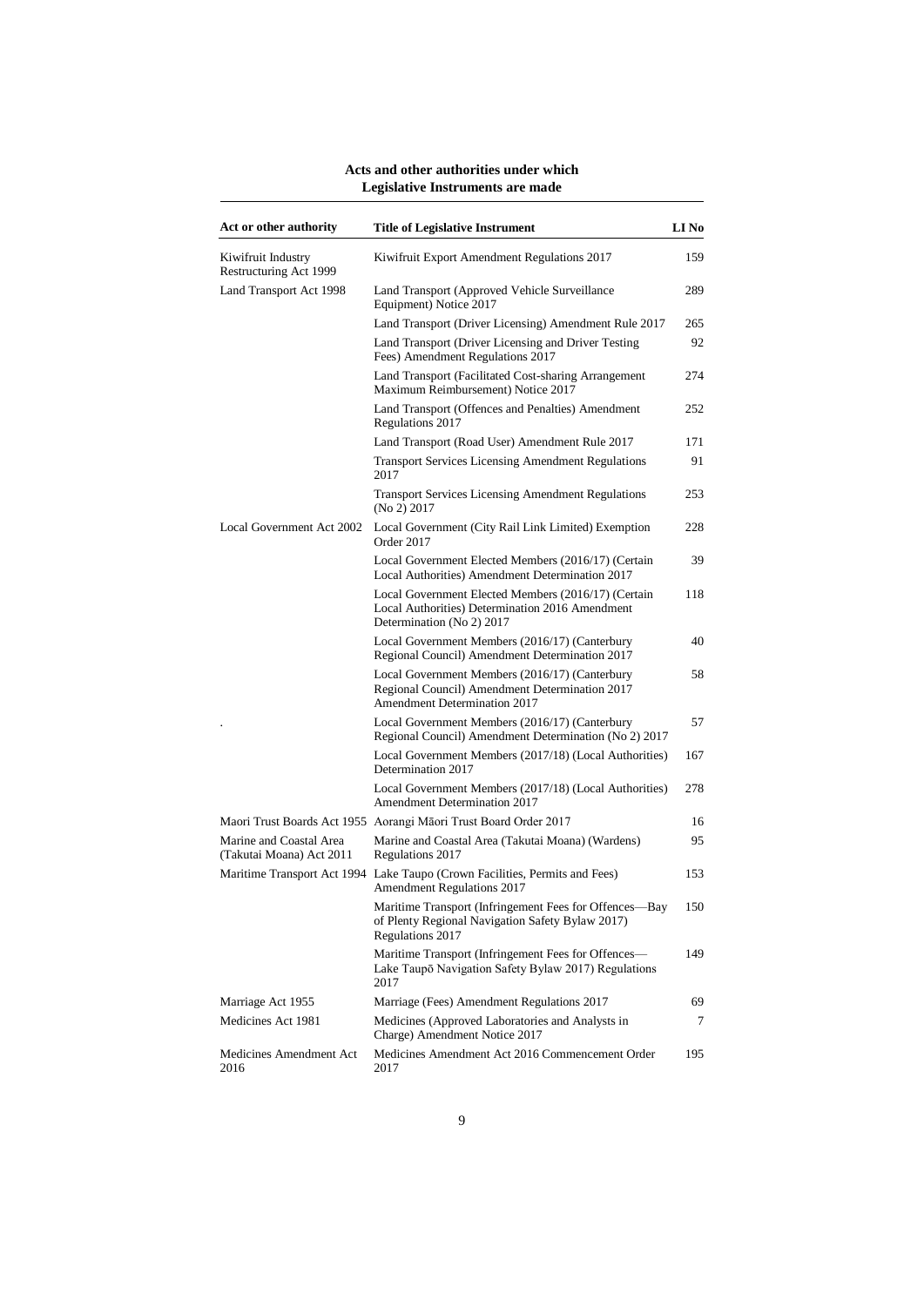## Acts and other authorities under which Legislative Instruments are made

| Act or other authority | Title of Legislative Instrument | LI No |
|---|---|---|
| Kiwifruit Industry Restructuring Act 1999 | Kiwifruit Export Amendment Regulations 2017 | 159 |
| Land Transport Act 1998 | Land Transport (Approved Vehicle Surveillance Equipment) Notice 2017 | 289 |
| | Land Transport (Driver Licensing) Amendment Rule 2017 | 265 |
| | Land Transport (Driver Licensing and Driver Testing Fees) Amendment Regulations 2017 | 92 |
| | Land Transport (Facilitated Cost-sharing Arrangement Maximum Reimbursement) Notice 2017 | 274 |
| | Land Transport (Offences and Penalties) Amendment Regulations 2017 | 252 |
| | Land Transport (Road User) Amendment Rule 2017 | 171 |
| | Transport Services Licensing Amendment Regulations 2017 | 91 |
| | Transport Services Licensing Amendment Regulations (No 2) 2017 | 253 |
| Local Government Act 2002 | Local Government (City Rail Link Limited) Exemption Order 2017 | 228 |
| | Local Government Elected Members (2016/17) (Certain Local Authorities) Amendment Determination 2017 | 39 |
| | Local Government Elected Members (2016/17) (Certain Local Authorities) Determination 2016 Amendment Determination (No 2) 2017 | 118 |
| | Local Government Members (2016/17) (Canterbury Regional Council) Amendment Determination 2017 | 40 |
| | Local Government Members (2016/17) (Canterbury Regional Council) Amendment Determination 2017 Amendment Determination 2017 | 58 |
| . | Local Government Members (2016/17) (Canterbury Regional Council) Amendment Determination (No 2) 2017 | 57 |
| | Local Government Members (2017/18) (Local Authorities) Determination 2017 | 167 |
| | Local Government Members (2017/18) (Local Authorities) Amendment Determination 2017 | 278 |
| Maori Trust Boards Act 1955 | Aorangi Māori Trust Board Order 2017 | 16 |
| Marine and Coastal Area (Takutai Moana) Act 2011 | Marine and Coastal Area (Takutai Moana) (Wardens) Regulations 2017 | 95 |
| Maritime Transport Act 1994 | Lake Taupo (Crown Facilities, Permits and Fees) Amendment Regulations 2017 | 153 |
| | Maritime Transport (Infringement Fees for Offences—Bay of Plenty Regional Navigation Safety Bylaw 2017) Regulations 2017 | 150 |
| | Maritime Transport (Infringement Fees for Offences—Lake Taupō Navigation Safety Bylaw 2017) Regulations 2017 | 149 |
| Marriage Act 1955 | Marriage (Fees) Amendment Regulations 2017 | 69 |
| Medicines Act 1981 | Medicines (Approved Laboratories and Analysts in Charge) Amendment Notice 2017 | 7 |
| Medicines Amendment Act 2016 | Medicines Amendment Act 2016 Commencement Order 2017 | 195 |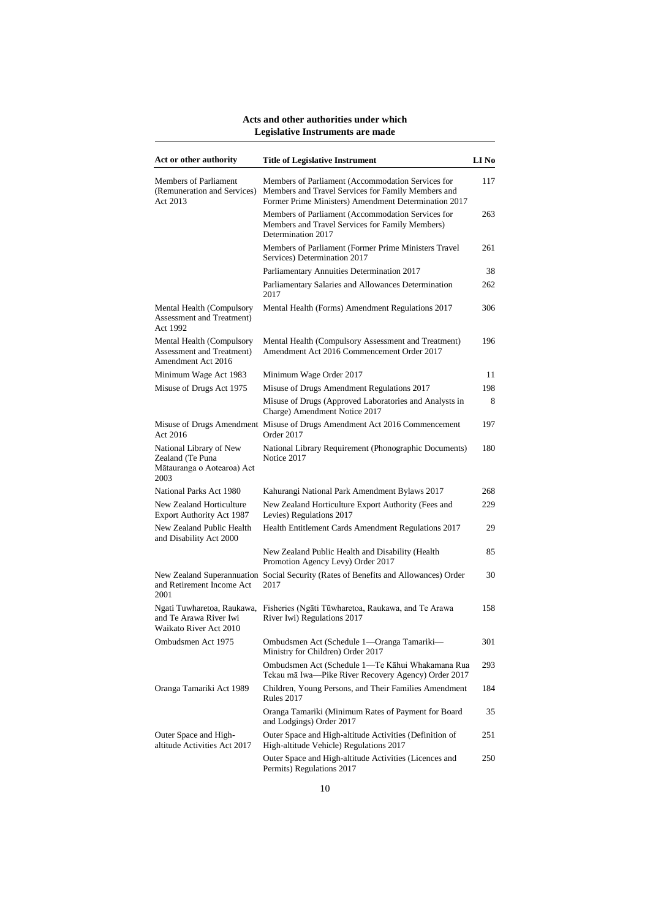## Acts and other authorities under which Legislative Instruments are made

| Act or other authority | Title of Legislative Instrument | LI No |
|---|---|---|
| Members of Parliament (Remuneration and Services) Act 2013 | Members of Parliament (Accommodation Services for Members and Travel Services for Family Members and Former Prime Ministers) Amendment Determination 2017 | 117 |
| | Members of Parliament (Accommodation Services for Members and Travel Services for Family Members) Determination 2017 | 263 |
| | Members of Parliament (Former Prime Ministers Travel Services) Determination 2017 | 261 |
| | Parliamentary Annuities Determination 2017 | 38 |
| | Parliamentary Salaries and Allowances Determination 2017 | 262 |
| Mental Health (Compulsory Assessment and Treatment) Act 1992 | Mental Health (Forms) Amendment Regulations 2017 | 306 |
| Mental Health (Compulsory Assessment and Treatment) Amendment Act 2016 | Mental Health (Compulsory Assessment and Treatment) Amendment Act 2016 Commencement Order 2017 | 196 |
| Minimum Wage Act 1983 | Minimum Wage Order 2017 | 11 |
| Misuse of Drugs Act 1975 | Misuse of Drugs Amendment Regulations 2017 | 198 |
| | Misuse of Drugs (Approved Laboratories and Analysts in Charge) Amendment Notice 2017 | 8 |
| Misuse of Drugs Amendment Act 2016 | Misuse of Drugs Amendment Act 2016 Commencement Order 2017 | 197 |
| National Library of New Zealand (Te Puna Mātauranga o Aotearoa) Act 2003 | National Library Requirement (Phonographic Documents) Notice 2017 | 180 |
| National Parks Act 1980 | Kahurangi National Park Amendment Bylaws 2017 | 268 |
| New Zealand Horticulture Export Authority Act 1987 | New Zealand Horticulture Export Authority (Fees and Levies) Regulations 2017 | 229 |
| New Zealand Public Health and Disability Act 2000 | Health Entitlement Cards Amendment Regulations 2017 | 29 |
| | New Zealand Public Health and Disability (Health Promotion Agency Levy) Order 2017 | 85 |
| New Zealand Superannuation and Retirement Income Act 2001 | Social Security (Rates of Benefits and Allowances) Order 2017 | 30 |
| Ngati Tuwharetoa, Raukawa, and Te Arawa River Iwi Waikato River Act 2010 | Fisheries (Ngāti Tūwharetoa, Raukawa, and Te Arawa River Iwi) Regulations 2017 | 158 |
| Ombudsmen Act 1975 | Ombudsmen Act (Schedule 1—Oranga Tamariki—Ministry for Children) Order 2017 | 301 |
| | Ombudsmen Act (Schedule 1—Te Kāhui Whakamana Rua Tekau mā Iwa—Pike River Recovery Agency) Order 2017 | 293 |
| Oranga Tamariki Act 1989 | Children, Young Persons, and Their Families Amendment Rules 2017 | 184 |
| | Oranga Tamariki (Minimum Rates of Payment for Board and Lodgings) Order 2017 | 35 |
| Outer Space and High-altitude Activities Act 2017 | Outer Space and High-altitude Activities (Definition of High-altitude Vehicle) Regulations 2017 | 251 |
| | Outer Space and High-altitude Activities (Licences and Permits) Regulations 2017 | 250 |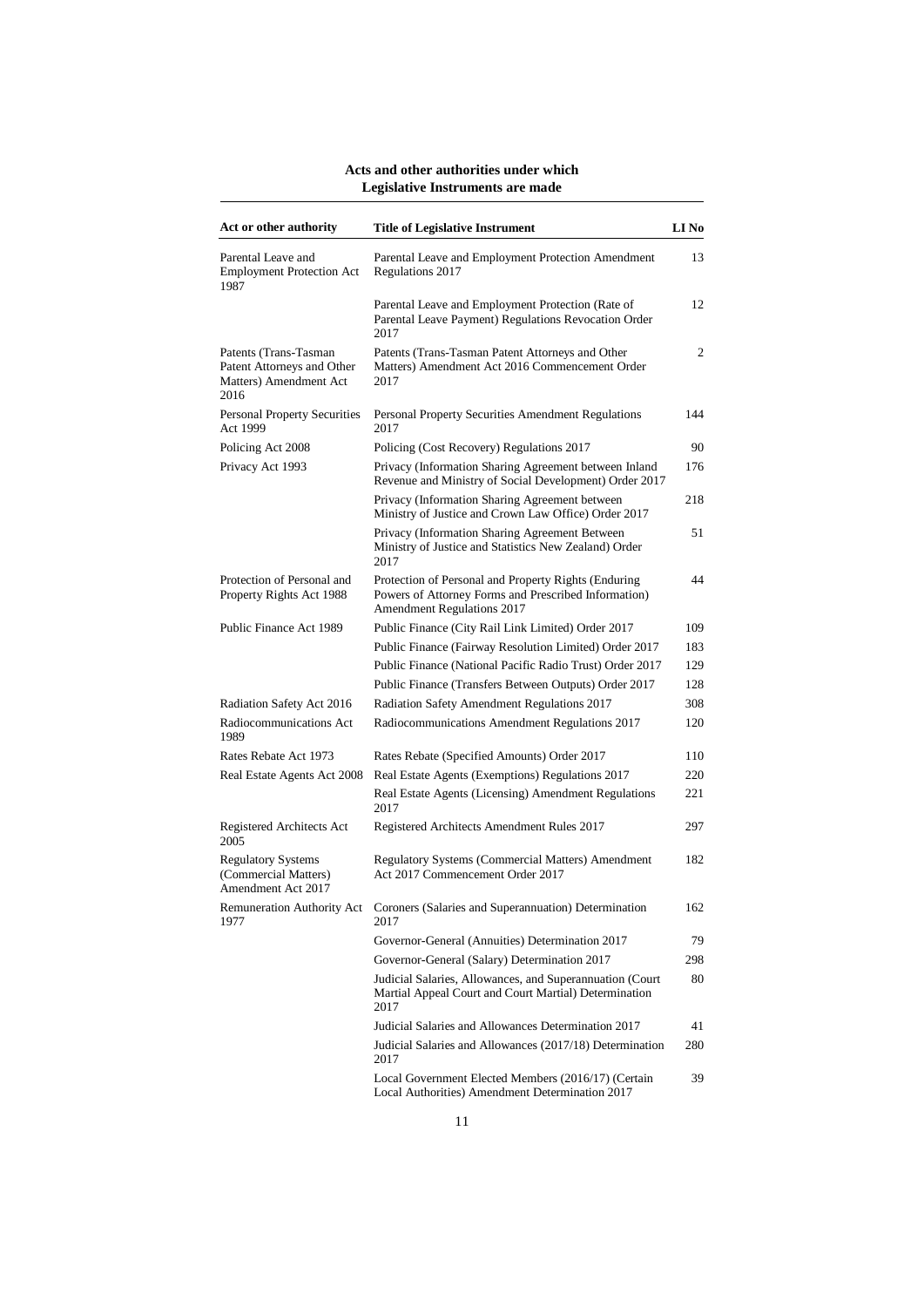## Acts and other authorities under which Legislative Instruments are made

| Act or other authority | Title of Legislative Instrument | LI No |
|---|---|---|
| Parental Leave and Employment Protection Act 1987 | Parental Leave and Employment Protection Amendment Regulations 2017 | 13 |
| | Parental Leave and Employment Protection (Rate of Parental Leave Payment) Regulations Revocation Order 2017 | 12 |
| Patents (Trans-Tasman Patent Attorneys and Other Matters) Amendment Act 2016 | Patents (Trans-Tasman Patent Attorneys and Other Matters) Amendment Act 2016 Commencement Order 2017 | 2 |
| Personal Property Securities Act 1999 | Personal Property Securities Amendment Regulations 2017 | 144 |
| Policing Act 2008 | Policing (Cost Recovery) Regulations 2017 | 90 |
| Privacy Act 1993 | Privacy (Information Sharing Agreement between Inland Revenue and Ministry of Social Development) Order 2017 | 176 |
| | Privacy (Information Sharing Agreement between Ministry of Justice and Crown Law Office) Order 2017 | 218 |
| | Privacy (Information Sharing Agreement Between Ministry of Justice and Statistics New Zealand) Order 2017 | 51 |
| Protection of Personal and Property Rights Act 1988 | Protection of Personal and Property Rights (Enduring Powers of Attorney Forms and Prescribed Information) Amendment Regulations 2017 | 44 |
| Public Finance Act 1989 | Public Finance (City Rail Link Limited) Order 2017 | 109 |
| | Public Finance (Fairway Resolution Limited) Order 2017 | 183 |
| | Public Finance (National Pacific Radio Trust) Order 2017 | 129 |
| | Public Finance (Transfers Between Outputs) Order 2017 | 128 |
| Radiation Safety Act 2016 | Radiation Safety Amendment Regulations 2017 | 308 |
| Radiocommunications Act 1989 | Radiocommunications Amendment Regulations 2017 | 120 |
| Rates Rebate Act 1973 | Rates Rebate (Specified Amounts) Order 2017 | 110 |
| Real Estate Agents Act 2008 | Real Estate Agents (Exemptions) Regulations 2017 | 220 |
| | Real Estate Agents (Licensing) Amendment Regulations 2017 | 221 |
| Registered Architects Act 2005 | Registered Architects Amendment Rules 2017 | 297 |
| Regulatory Systems (Commercial Matters) Amendment Act 2017 | Regulatory Systems (Commercial Matters) Amendment Act 2017 Commencement Order 2017 | 182 |
| Remuneration Authority Act 1977 | Coroners (Salaries and Superannuation) Determination 2017 | 162 |
| | Governor-General (Annuities) Determination 2017 | 79 |
| | Governor-General (Salary) Determination 2017 | 298 |
| | Judicial Salaries, Allowances, and Superannuation (Court Martial Appeal Court and Court Martial) Determination 2017 | 80 |
| | Judicial Salaries and Allowances Determination 2017 | 41 |
| | Judicial Salaries and Allowances (2017/18) Determination 2017 | 280 |
| | Local Government Elected Members (2016/17) (Certain Local Authorities) Amendment Determination 2017 | 39 |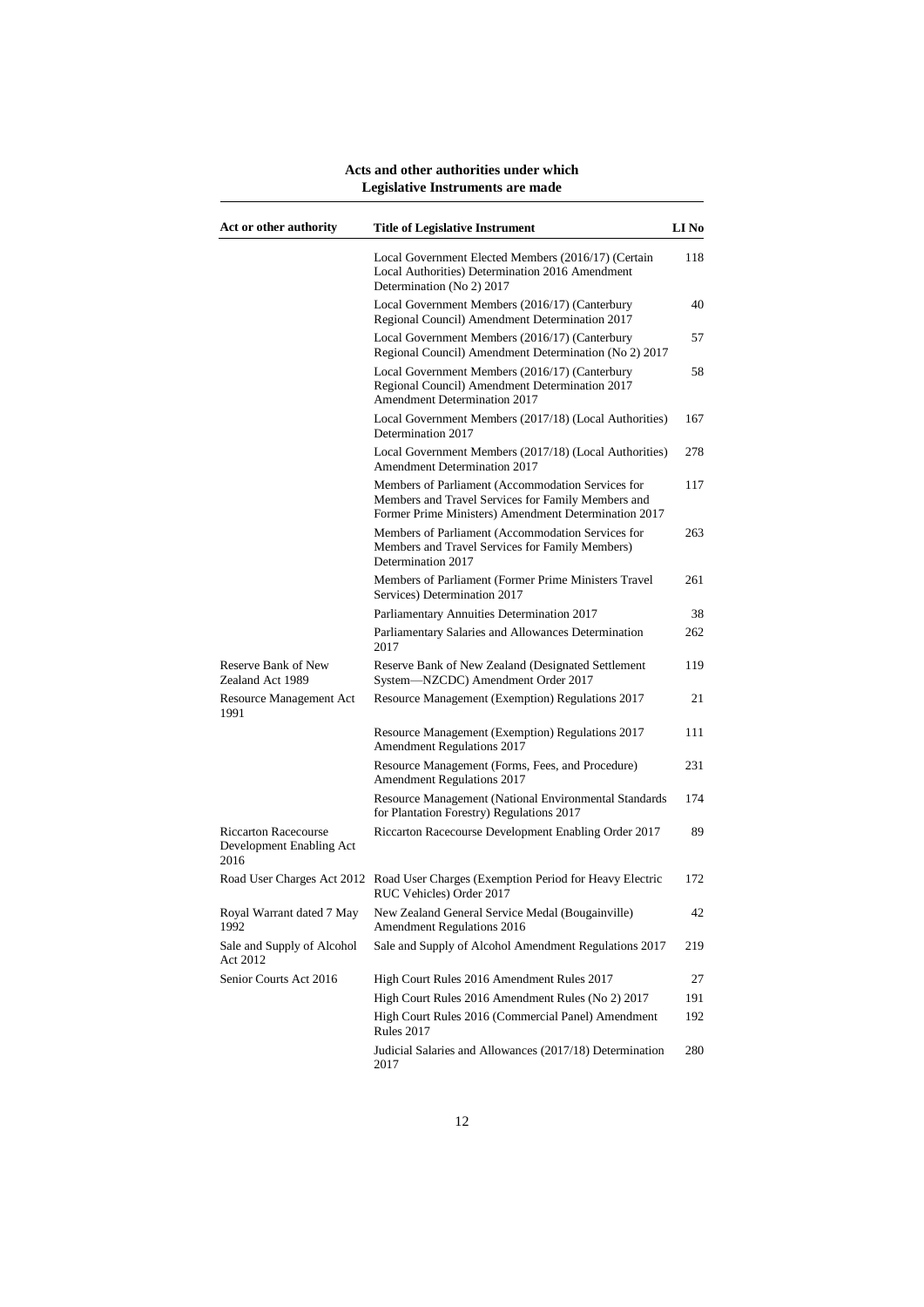**Acts and other authorities under which Legislative Instruments are made**

| Act or other authority | Title of Legislative Instrument | LI No |
|---|---|---|
| | Local Government Elected Members (2016/17) (Certain Local Authorities) Determination 2016 Amendment Determination (No 2) 2017 | 118 |
| | Local Government Members (2016/17) (Canterbury Regional Council) Amendment Determination 2017 | 40 |
| | Local Government Members (2016/17) (Canterbury Regional Council) Amendment Determination (No 2) 2017 | 57 |
| | Local Government Members (2016/17) (Canterbury Regional Council) Amendment Determination 2017 Amendment Determination 2017 | 58 |
| | Local Government Members (2017/18) (Local Authorities) Determination 2017 | 167 |
| | Local Government Members (2017/18) (Local Authorities) Amendment Determination 2017 | 278 |
| | Members of Parliament (Accommodation Services for Members and Travel Services for Family Members and Former Prime Ministers) Amendment Determination 2017 | 117 |
| | Members of Parliament (Accommodation Services for Members and Travel Services for Family Members) Determination 2017 | 263 |
| | Members of Parliament (Former Prime Ministers Travel Services) Determination 2017 | 261 |
| | Parliamentary Annuities Determination 2017 | 38 |
| | Parliamentary Salaries and Allowances Determination 2017 | 262 |
| Reserve Bank of New Zealand Act 1989 | Reserve Bank of New Zealand (Designated Settlement System—NZCDC) Amendment Order 2017 | 119 |
| Resource Management Act 1991 | Resource Management (Exemption) Regulations 2017 | 21 |
| | Resource Management (Exemption) Regulations 2017 Amendment Regulations 2017 | 111 |
| | Resource Management (Forms, Fees, and Procedure) Amendment Regulations 2017 | 231 |
| | Resource Management (National Environmental Standards for Plantation Forestry) Regulations 2017 | 174 |
| Riccarton Racecourse Development Enabling Act 2016 | Riccarton Racecourse Development Enabling Order 2017 | 89 |
| Road User Charges Act 2012 | Road User Charges (Exemption Period for Heavy Electric RUC Vehicles) Order 2017 | 172 |
| Royal Warrant dated 7 May 1992 | New Zealand General Service Medal (Bougainville) Amendment Regulations 2016 | 42 |
| Sale and Supply of Alcohol Act 2012 | Sale and Supply of Alcohol Amendment Regulations 2017 | 219 |
| Senior Courts Act 2016 | High Court Rules 2016 Amendment Rules 2017 | 27 |
| | High Court Rules 2016 Amendment Rules (No 2) 2017 | 191 |
| | High Court Rules 2016 (Commercial Panel) Amendment Rules 2017 | 192 |
| | Judicial Salaries and Allowances (2017/18) Determination 2017 | 280 |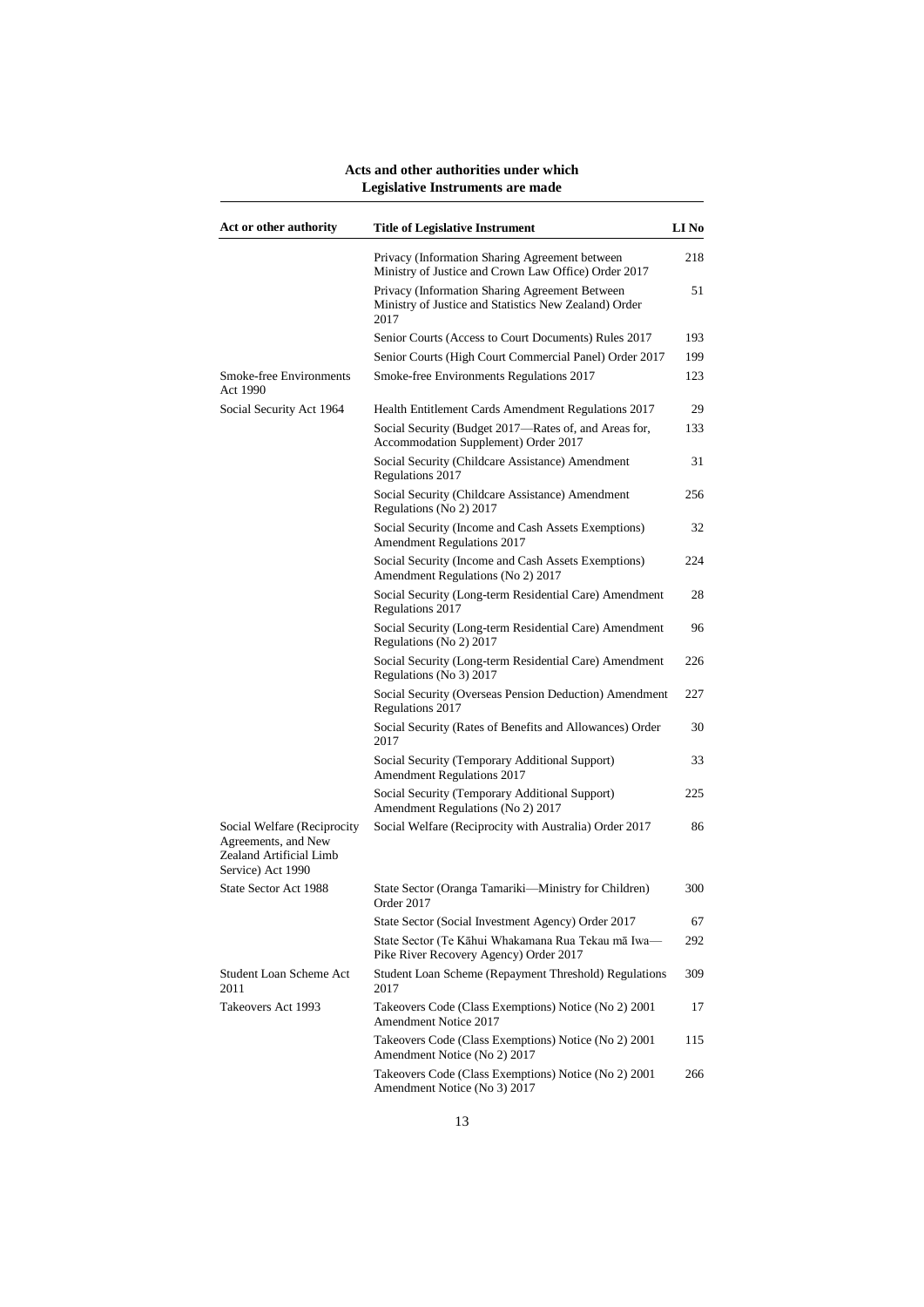## Acts and other authorities under which Legislative Instruments are made

| Act or other authority | Title of Legislative Instrument | LI No |
|---|---|---|
| | Privacy (Information Sharing Agreement between Ministry of Justice and Crown Law Office) Order 2017 | 218 |
| | Privacy (Information Sharing Agreement Between Ministry of Justice and Statistics New Zealand) Order 2017 | 51 |
| | Senior Courts (Access to Court Documents) Rules 2017 | 193 |
| | Senior Courts (High Court Commercial Panel) Order 2017 | 199 |
| Smoke-free Environments Act 1990 | Smoke-free Environments Regulations 2017 | 123 |
| Social Security Act 1964 | Health Entitlement Cards Amendment Regulations 2017 | 29 |
| | Social Security (Budget 2017—Rates of, and Areas for, Accommodation Supplement) Order 2017 | 133 |
| | Social Security (Childcare Assistance) Amendment Regulations 2017 | 31 |
| | Social Security (Childcare Assistance) Amendment Regulations (No 2) 2017 | 256 |
| | Social Security (Income and Cash Assets Exemptions) Amendment Regulations 2017 | 32 |
| | Social Security (Income and Cash Assets Exemptions) Amendment Regulations (No 2) 2017 | 224 |
| | Social Security (Long-term Residential Care) Amendment Regulations 2017 | 28 |
| | Social Security (Long-term Residential Care) Amendment Regulations (No 2) 2017 | 96 |
| | Social Security (Long-term Residential Care) Amendment Regulations (No 3) 2017 | 226 |
| | Social Security (Overseas Pension Deduction) Amendment Regulations 2017 | 227 |
| | Social Security (Rates of Benefits and Allowances) Order 2017 | 30 |
| | Social Security (Temporary Additional Support) Amendment Regulations 2017 | 33 |
| | Social Security (Temporary Additional Support) Amendment Regulations (No 2) 2017 | 225 |
| Social Welfare (Reciprocity Agreements, and New Zealand Artificial Limb Service) Act 1990 | Social Welfare (Reciprocity with Australia) Order 2017 | 86 |
| State Sector Act 1988 | State Sector (Oranga Tamariki—Ministry for Children) Order 2017 | 300 |
| | State Sector (Social Investment Agency) Order 2017 | 67 |
| | State Sector (Te Kāhui Whakamana Rua Tekau mā Iwa—Pike River Recovery Agency) Order 2017 | 292 |
| Student Loan Scheme Act 2011 | Student Loan Scheme (Repayment Threshold) Regulations 2017 | 309 |
| Takeovers Act 1993 | Takeovers Code (Class Exemptions) Notice (No 2) 2001 Amendment Notice 2017 | 17 |
| | Takeovers Code (Class Exemptions) Notice (No 2) 2001 Amendment Notice (No 2) 2017 | 115 |
| | Takeovers Code (Class Exemptions) Notice (No 2) 2001 Amendment Notice (No 3) 2017 | 266 |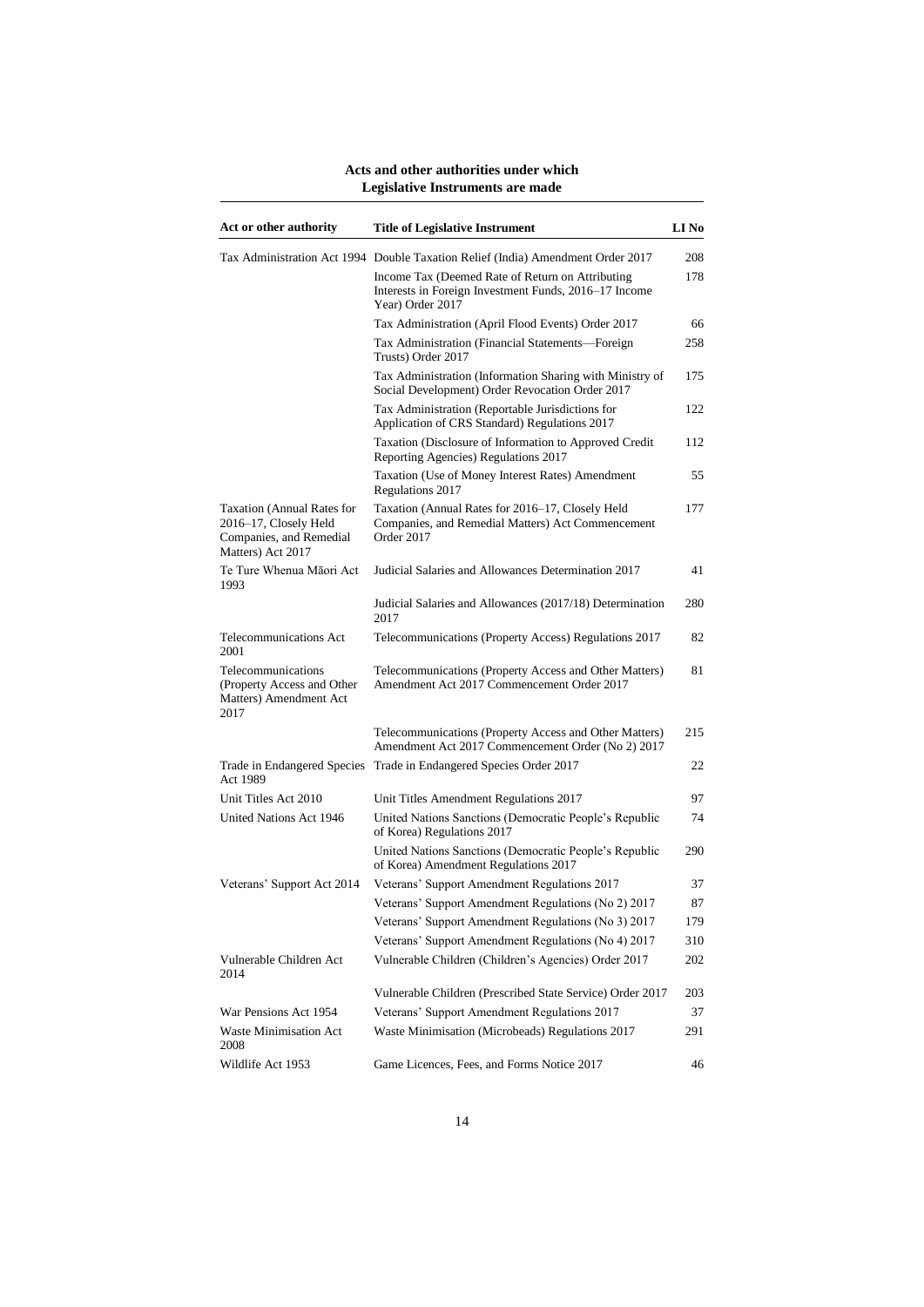## Acts and other authorities under which Legislative Instruments are made

| Act or other authority | Title of Legislative Instrument | LI No |
|---|---|---|
| Tax Administration Act 1994 | Double Taxation Relief (India) Amendment Order 2017 | 208 |
| | Income Tax (Deemed Rate of Return on Attributing Interests in Foreign Investment Funds, 2016–17 Income Year) Order 2017 | 178 |
| | Tax Administration (April Flood Events) Order 2017 | 66 |
| | Tax Administration (Financial Statements—Foreign Trusts) Order 2017 | 258 |
| | Tax Administration (Information Sharing with Ministry of Social Development) Order Revocation Order 2017 | 175 |
| | Tax Administration (Reportable Jurisdictions for Application of CRS Standard) Regulations 2017 | 122 |
| | Taxation (Disclosure of Information to Approved Credit Reporting Agencies) Regulations 2017 | 112 |
| | Taxation (Use of Money Interest Rates) Amendment Regulations 2017 | 55 |
| Taxation (Annual Rates for 2016–17, Closely Held Companies, and Remedial Matters) Act 2017 | Taxation (Annual Rates for 2016–17, Closely Held Companies, and Remedial Matters) Act Commencement Order 2017 | 177 |
| Te Ture Whenua Māori Act 1993 | Judicial Salaries and Allowances Determination 2017 | 41 |
| | Judicial Salaries and Allowances (2017/18) Determination 2017 | 280 |
| Telecommunications Act 2001 | Telecommunications (Property Access) Regulations 2017 | 82 |
| Telecommunications (Property Access and Other Matters) Amendment Act 2017 | Telecommunications (Property Access and Other Matters) Amendment Act 2017 Commencement Order 2017 | 81 |
| | Telecommunications (Property Access and Other Matters) Amendment Act 2017 Commencement Order (No 2) 2017 | 215 |
| Trade in Endangered Species Act 1989 | Trade in Endangered Species Order 2017 | 22 |
| Unit Titles Act 2010 | Unit Titles Amendment Regulations 2017 | 97 |
| United Nations Act 1946 | United Nations Sanctions (Democratic People's Republic of Korea) Regulations 2017 | 74 |
| | United Nations Sanctions (Democratic People's Republic of Korea) Amendment Regulations 2017 | 290 |
| Veterans' Support Act 2014 | Veterans' Support Amendment Regulations 2017 | 37 |
| | Veterans' Support Amendment Regulations (No 2) 2017 | 87 |
| | Veterans' Support Amendment Regulations (No 3) 2017 | 179 |
| | Veterans' Support Amendment Regulations (No 4) 2017 | 310 |
| Vulnerable Children Act 2014 | Vulnerable Children (Children's Agencies) Order 2017 | 202 |
| | Vulnerable Children (Prescribed State Service) Order 2017 | 203 |
| War Pensions Act 1954 | Veterans' Support Amendment Regulations 2017 | 37 |
| Waste Minimisation Act 2008 | Waste Minimisation (Microbeads) Regulations 2017 | 291 |
| Wildlife Act 1953 | Game Licences, Fees, and Forms Notice 2017 | 46 |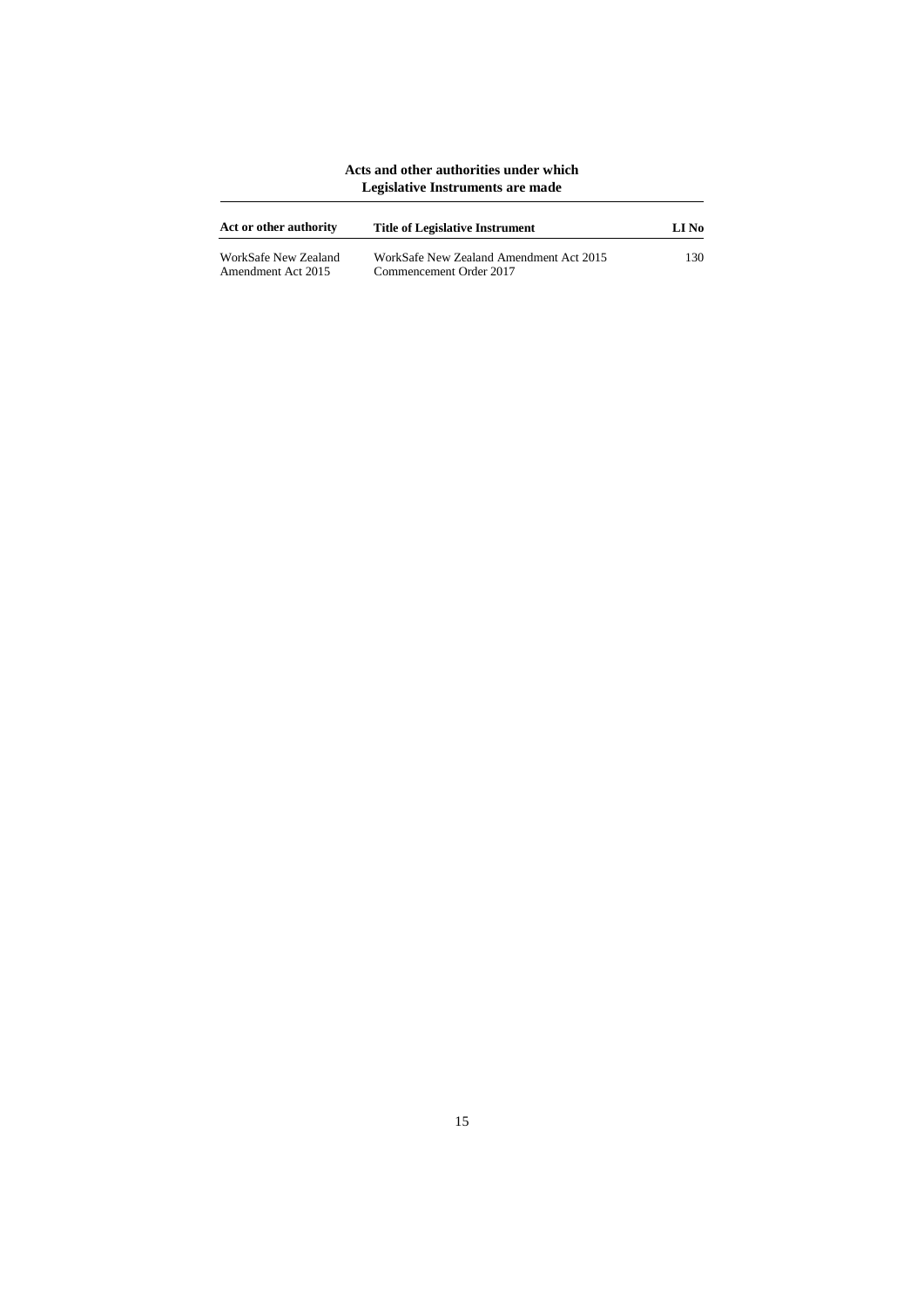## Acts and other authorities under which Legislative Instruments are made

| Act or other authority | Title of Legislative Instrument | LI No |
| --- | --- | --- |
| WorkSafe New Zealand Amendment Act 2015 | WorkSafe New Zealand Amendment Act 2015 Commencement Order 2017 | 130 |